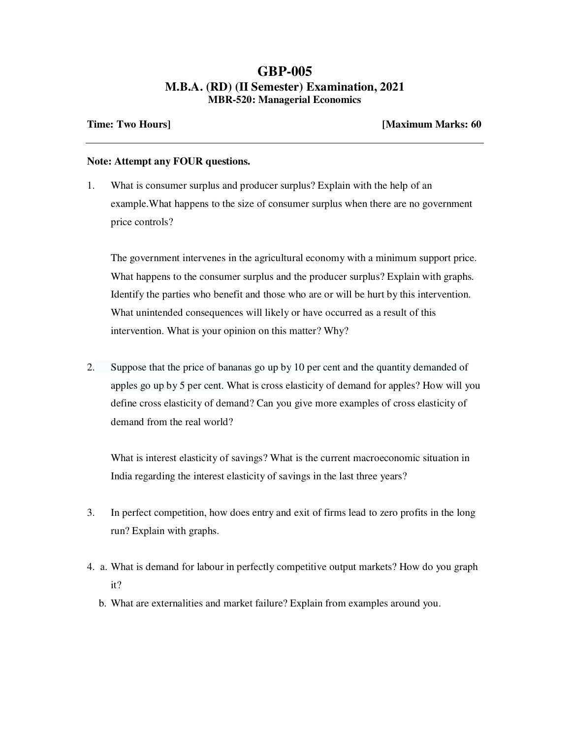# GBP-005

## M.B.A. (RD) (II Semester) Examination, 2021

### MBR-520: Managerial Economics

**Time: Two Hours]** **[Maximum Marks: 60**

---

**Note: Attempt any FOUR questions.**

1. What is consumer surplus and producer surplus? Explain with the help of an example.What happens to the size of consumer surplus when there are no government price controls?

   The government intervenes in the agricultural economy with a minimum support price. What happens to the consumer surplus and the producer surplus? Explain with graphs. Identify the parties who benefit and those who are or will be hurt by this intervention. What unintended consequences will likely or have occurred as a result of this intervention. What is your opinion on this matter? Why?

2. Suppose that the price of bananas go up by 10 per cent and the quantity demanded of apples go up by 5 per cent. What is cross elasticity of demand for apples? How will you define cross elasticity of demand? Can you give more examples of cross elasticity of demand from the real world?

   What is interest elasticity of savings? What is the current macroeconomic situation in India regarding the interest elasticity of savings in the last three years?

3. In perfect competition, how does entry and exit of firms lead to zero profits in the long run? Explain with graphs.

4. a. What is demand for labour in perfectly competitive output markets? How do you graph it?

   b. What are externalities and market failure? Explain from examples around you.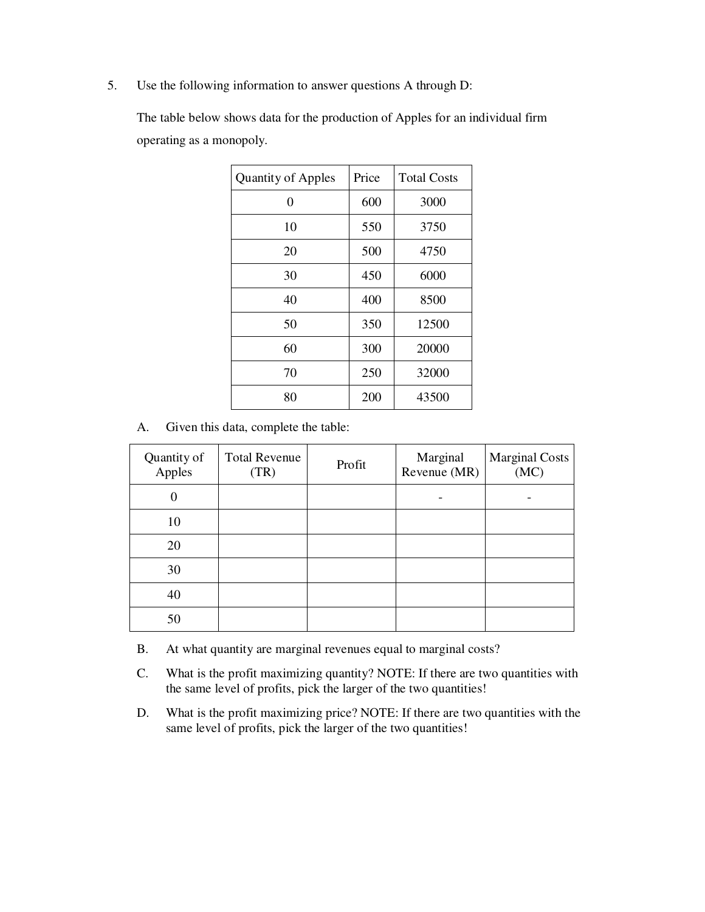5. Use the following information to answer questions A through D:

   The table below shows data for the production of Apples for an individual firm operating as a monopoly.

| Quantity of Apples | Price | Total Costs |
|---|---|---|
| 0 | 600 | 3000 |
| 10 | 550 | 3750 |
| 20 | 500 | 4750 |
| 30 | 450 | 6000 |
| 40 | 400 | 8500 |
| 50 | 350 | 12500 |
| 60 | 300 | 20000 |
| 70 | 250 | 32000 |
| 80 | 200 | 43500 |

   A. Given this data, complete the table:

| Quantity of Apples | Total Revenue (TR) | Profit | Marginal Revenue (MR) | Marginal Costs (MC) |
|---|---|---|---|---|
| 0 | | | - | - |
| 10 | | | | |
| 20 | | | | |
| 30 | | | | |
| 40 | | | | |
| 50 | | | | |

   B. At what quantity are marginal revenues equal to marginal costs?

   C. What is the profit maximizing quantity? NOTE: If there are two quantities with the same level of profits, pick the larger of the two quantities!

   D. What is the profit maximizing price? NOTE: If there are two quantities with the same level of profits, pick the larger of the two quantities!